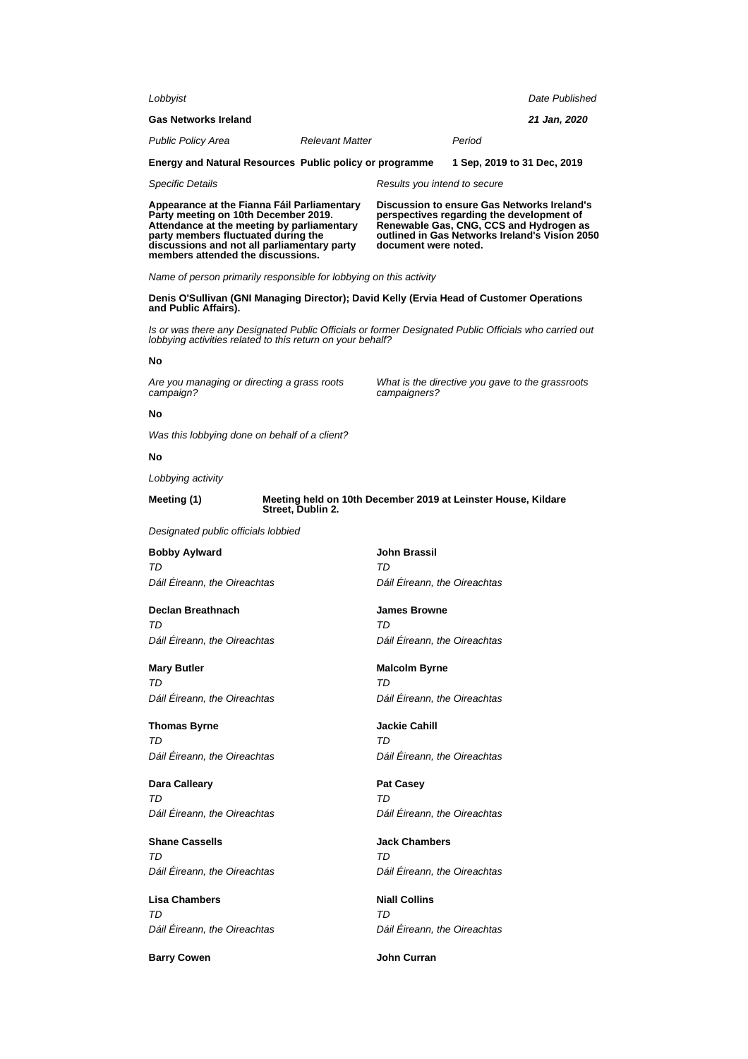*Lobbyist*

**Gas Networks Ireland**

*Date Published*

***21 Jan, 2020***

| *Public Policy Area* | *Relevant Matter* | *Period* |
| --- | --- | --- |
| **Energy and Natural Resources** | **Public policy or programme** | **1 Sep, 2019 to 31 Dec, 2019** |

*Specific Details*

**Appearance at the Fianna Fáil Parliamentary Party meeting on 10th December 2019. Attendance at the meeting by parliamentary party members fluctuated during the discussions and not all parliamentary party members attended the discussions.**

*Results you intend to secure*

**Discussion to ensure Gas Networks Ireland's perspectives regarding the development of Renewable Gas, CNG, CCS and Hydrogen as outlined in Gas Networks Ireland's Vision 2050 document were noted.**

*Name of person primarily responsible for lobbying on this activity*

**Denis O'Sullivan (GNI Managing Director); David Kelly (Ervia Head of Customer Operations and Public Affairs).**

*Is or was there any Designated Public Officials or former Designated Public Officials who carried out lobbying activities related to this return on your behalf?*

**No**

*Are you managing or directing a grass roots campaign?*

**No**

*What is the directive you gave to the grassroots campaigners?*

*Was this lobbying done on behalf of a client?*

**No**

*Lobbying activity*

**Meeting (1)** **Meeting held on 10th December 2019 at Leinster House, Kildare Street, Dublin 2.**

*Designated public officials lobbied*

**Bobby Aylward**
*TD*
*Dáil Éireann, the Oireachtas*

**John Brassil**
*TD*
*Dáil Éireann, the Oireachtas*

**Declan Breathnach**
*TD*
*Dáil Éireann, the Oireachtas*

**James Browne**
*TD*
*Dáil Éireann, the Oireachtas*

**Mary Butler**
*TD*
*Dáil Éireann, the Oireachtas*

**Malcolm Byrne**
*TD*
*Dáil Éireann, the Oireachtas*

**Thomas Byrne**
*TD*
*Dáil Éireann, the Oireachtas*

**Jackie Cahill**
*TD*
*Dáil Éireann, the Oireachtas*

**Dara Calleary**
*TD*
*Dáil Éireann, the Oireachtas*

**Pat Casey**
*TD*
*Dáil Éireann, the Oireachtas*

**Shane Cassells**
*TD*
*Dáil Éireann, the Oireachtas*

**Jack Chambers**
*TD*
*Dáil Éireann, the Oireachtas*

**Lisa Chambers**
*TD*
*Dáil Éireann, the Oireachtas*

**Niall Collins**
*TD*
*Dáil Éireann, the Oireachtas*

**Barry Cowen**

**John Curran**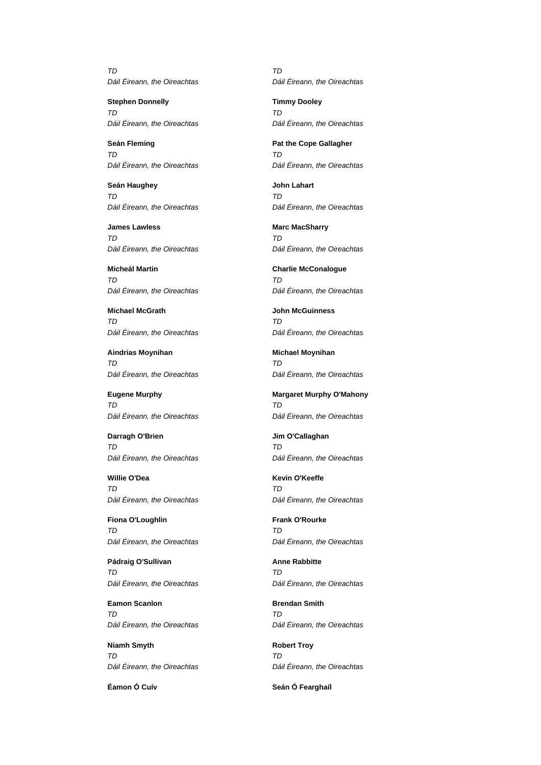*TD*
*Dáil Éireann, the Oireachtas*

*TD*
*Dáil Éireann, the Oireachtas*

**Stephen Donnelly**
*TD*
*Dáil Éireann, the Oireachtas*

**Timmy Dooley**
*TD*
*Dáil Éireann, the Oireachtas*

**Seán Fleming**
*TD*
*Dáil Éireann, the Oireachtas*

**Pat the Cope Gallagher**
*TD*
*Dáil Éireann, the Oireachtas*

**Seán Haughey**
*TD*
*Dáil Éireann, the Oireachtas*

**John Lahart**
*TD*
*Dáil Éireann, the Oireachtas*

**James Lawless**
*TD*
*Dáil Éireann, the Oireachtas*

**Marc MacSharry**
*TD*
*Dáil Éireann, the Oireachtas*

**Micheál Martin**
*TD*
*Dáil Éireann, the Oireachtas*

**Charlie McConalogue**
*TD*
*Dáil Éireann, the Oireachtas*

**Michael McGrath**
*TD*
*Dáil Éireann, the Oireachtas*

**John McGuinness**
*TD*
*Dáil Éireann, the Oireachtas*

**Aindrias Moynihan**
*TD*
*Dáil Éireann, the Oireachtas*

**Michael Moynihan**
*TD*
*Dáil Éireann, the Oireachtas*

**Eugene Murphy**
*TD*
*Dáil Éireann, the Oireachtas*

**Margaret Murphy O'Mahony**
*TD*
*Dáil Éireann, the Oireachtas*

**Darragh O'Brien**
*TD*
*Dáil Éireann, the Oireachtas*

**Jim O'Callaghan**
*TD*
*Dáil Éireann, the Oireachtas*

**Willie O'Dea**
*TD*
*Dáil Éireann, the Oireachtas*

**Kevin O'Keeffe**
*TD*
*Dáil Éireann, the Oireachtas*

**Fiona O'Loughlin**
*TD*
*Dáil Éireann, the Oireachtas*

**Frank O'Rourke**
*TD*
*Dáil Éireann, the Oireachtas*

**Pádraig O'Sullivan**
*TD*
*Dáil Éireann, the Oireachtas*

**Anne Rabbitte**
*TD*
*Dáil Éireann, the Oireachtas*

**Eamon Scanlon**
*TD*
*Dáil Éireann, the Oireachtas*

**Brendan Smith**
*TD*
*Dáil Éireann, the Oireachtas*

**Niamh Smyth**
*TD*
*Dáil Éireann, the Oireachtas*

**Robert Troy**
*TD*
*Dáil Éireann, the Oireachtas*

**Éamon Ó Cuív**

**Seán Ó Fearghaíl**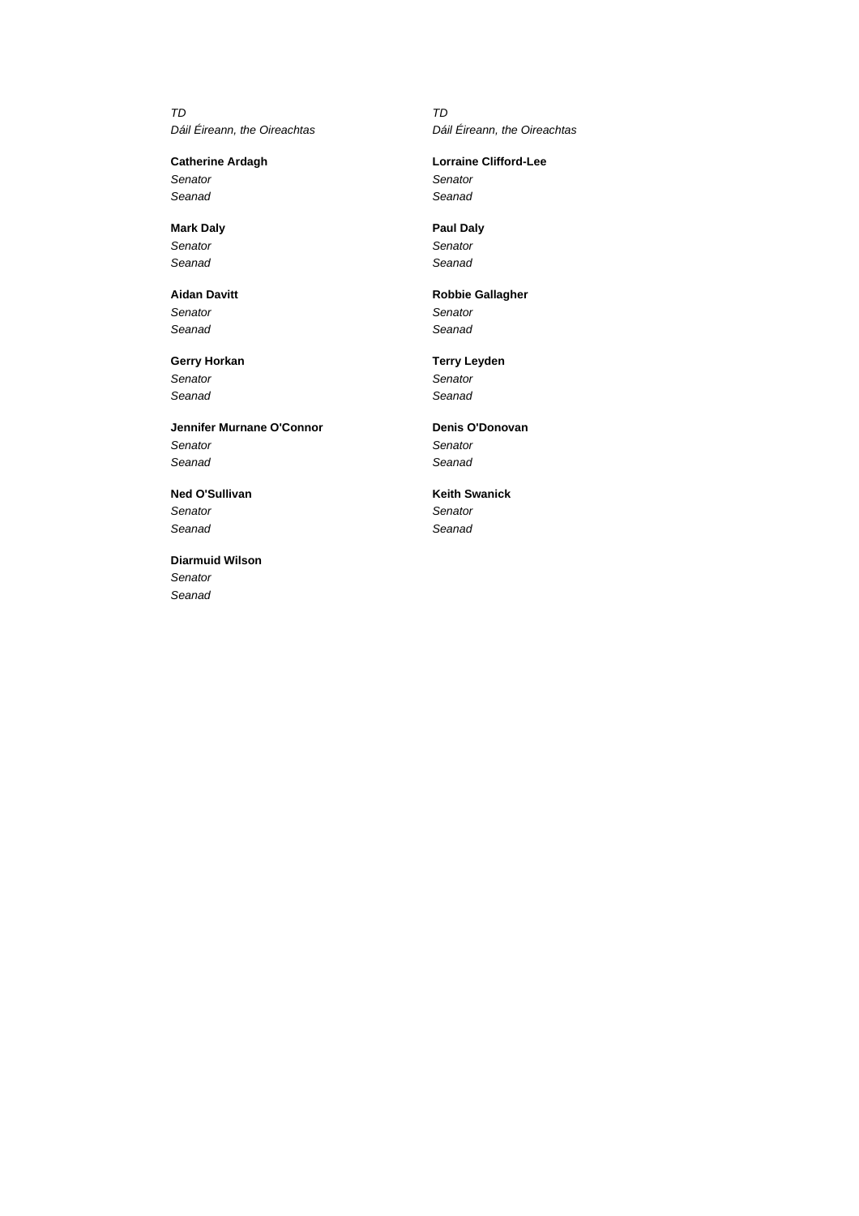*TD*
*Dáil Éireann, the Oireachtas*

*TD*
*Dáil Éireann, the Oireachtas*

**Catherine Ardagh**
*Senator*
*Seanad*

**Lorraine Clifford-Lee**
*Senator*
*Seanad*

**Mark Daly**
*Senator*
*Seanad*

**Paul Daly**
*Senator*
*Seanad*

**Aidan Davitt**
*Senator*
*Seanad*

**Robbie Gallagher**
*Senator*
*Seanad*

**Gerry Horkan**
*Senator*
*Seanad*

**Terry Leyden**
*Senator*
*Seanad*

**Jennifer Murnane O'Connor**
*Senator*
*Seanad*

**Denis O'Donovan**
*Senator*
*Seanad*

**Ned O'Sullivan**
*Senator*
*Seanad*

**Keith Swanick**
*Senator*
*Seanad*

**Diarmuid Wilson**
*Senator*
*Seanad*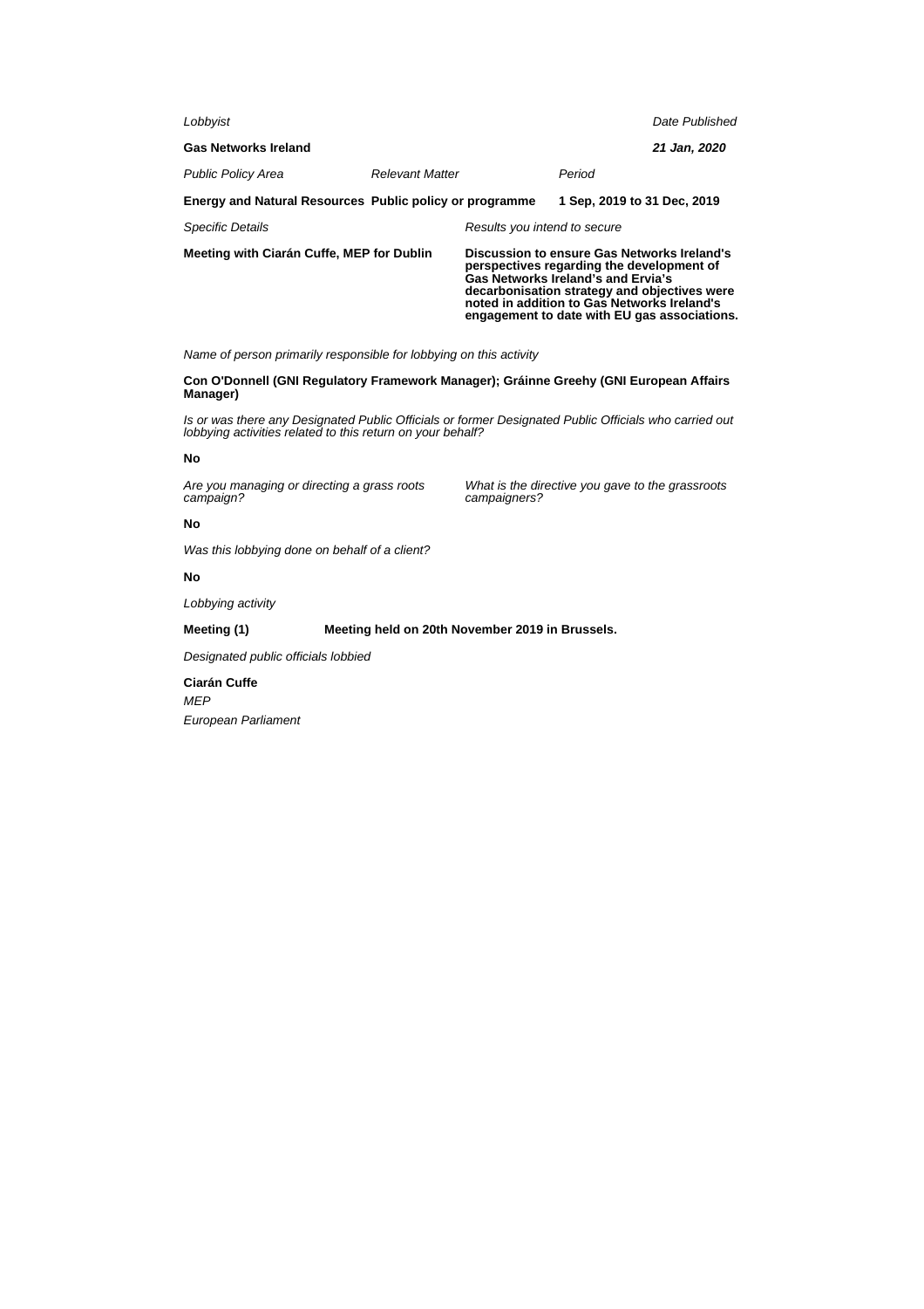*Lobbyist*

**Gas Networks Ireland**

*Date Published*

***21 Jan, 2020***

*Public Policy Area*

**Energy and Natural Resources**

*Relevant Matter*

**Public policy or programme**

*Period*

**1 Sep, 2019 to 31 Dec, 2019**

*Specific Details*

**Meeting with Ciarán Cuffe, MEP for Dublin**

*Results you intend to secure*

**Discussion to ensure Gas Networks Ireland's perspectives regarding the development of Gas Networks Ireland's and Ervia's decarbonisation strategy and objectives were noted in addition to Gas Networks Ireland's engagement to date with EU gas associations.**

*Name of person primarily responsible for lobbying on this activity*

**Con O'Donnell (GNI Regulatory Framework Manager); Gráinne Greehy (GNI European Affairs Manager)**

*Is or was there any Designated Public Officials or former Designated Public Officials who carried out lobbying activities related to this return on your behalf?*

**No**

*Are you managing or directing a grass roots campaign?*

**No**

*What is the directive you gave to the grassroots campaigners?*

*Was this lobbying done on behalf of a client?*

**No**

*Lobbying activity*

**Meeting (1)** **Meeting held on 20th November 2019 in Brussels.**

*Designated public officials lobbied*

**Ciarán Cuffe**
*MEP*
*European Parliament*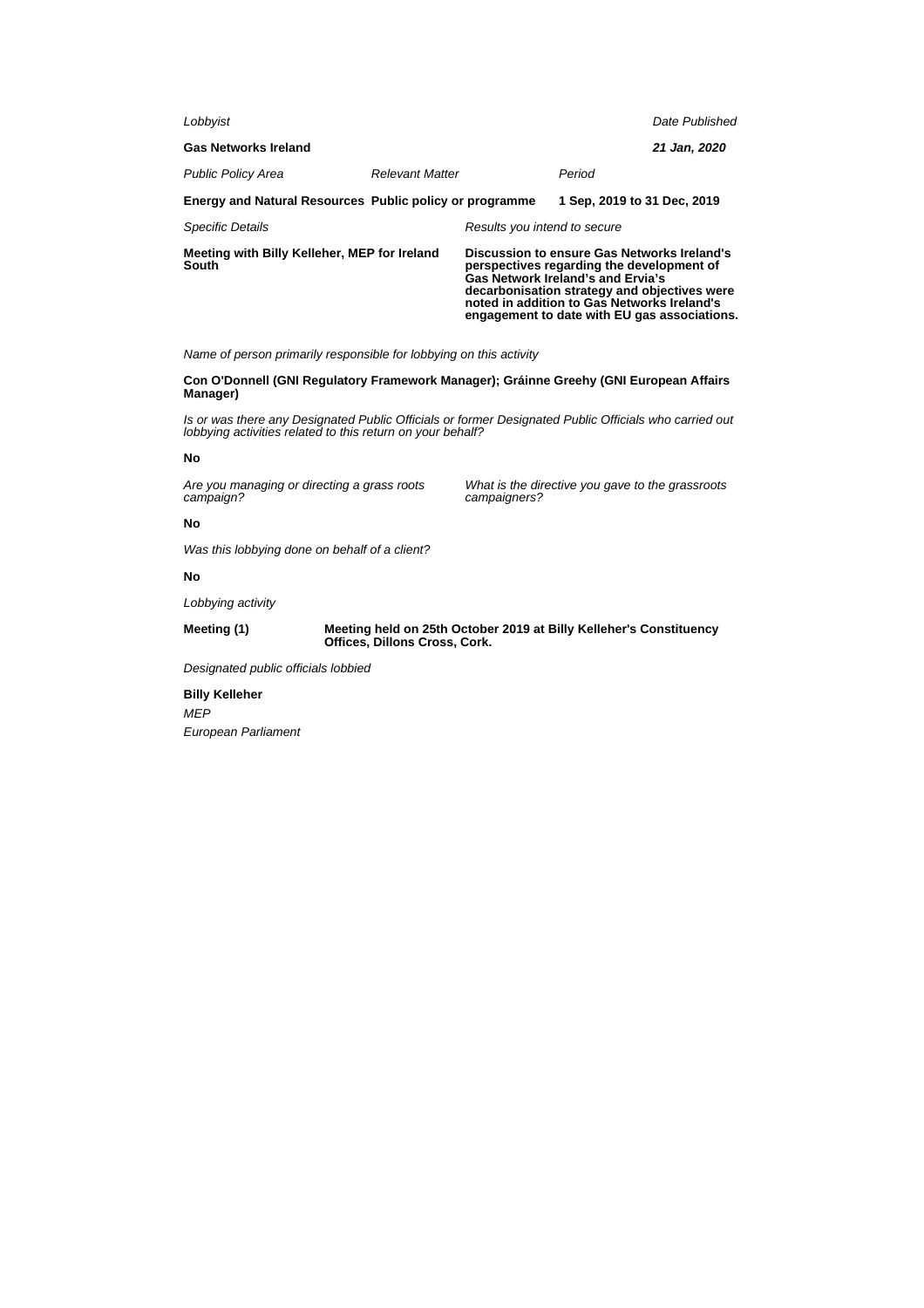*Lobbyist*

**Gas Networks Ireland**

*Date Published*

***21 Jan, 2020***

| *Public Policy Area* | *Relevant Matter* | *Period* |
|---|---|---|
| **Energy and Natural Resources** | **Public policy or programme** | **1 Sep, 2019 to 31 Dec, 2019** |

| *Specific Details* | *Results you intend to secure* |
|---|---|
| **Meeting with Billy Kelleher, MEP for Ireland South** | **Discussion to ensure Gas Networks Ireland's perspectives regarding the development of Gas Network Ireland's and Ervia's decarbonisation strategy and objectives were noted in addition to Gas Networks Ireland's engagement to date with EU gas associations.** |

*Name of person primarily responsible for lobbying on this activity*

**Con O'Donnell (GNI Regulatory Framework Manager); Gráinne Greehy (GNI European Affairs Manager)**

*Is or was there any Designated Public Officials or former Designated Public Officials who carried out lobbying activities related to this return on your behalf?*

**No**

*Are you managing or directing a grass roots campaign?*

**No**

*What is the directive you gave to the grassroots campaigners?*

*Was this lobbying done on behalf of a client?*

**No**

*Lobbying activity*

**Meeting (1)** — **Meeting held on 25th October 2019 at Billy Kelleher's Constituency Offices, Dillons Cross, Cork.**

*Designated public officials lobbied*

**Billy Kelleher**

*MEP*

*European Parliament*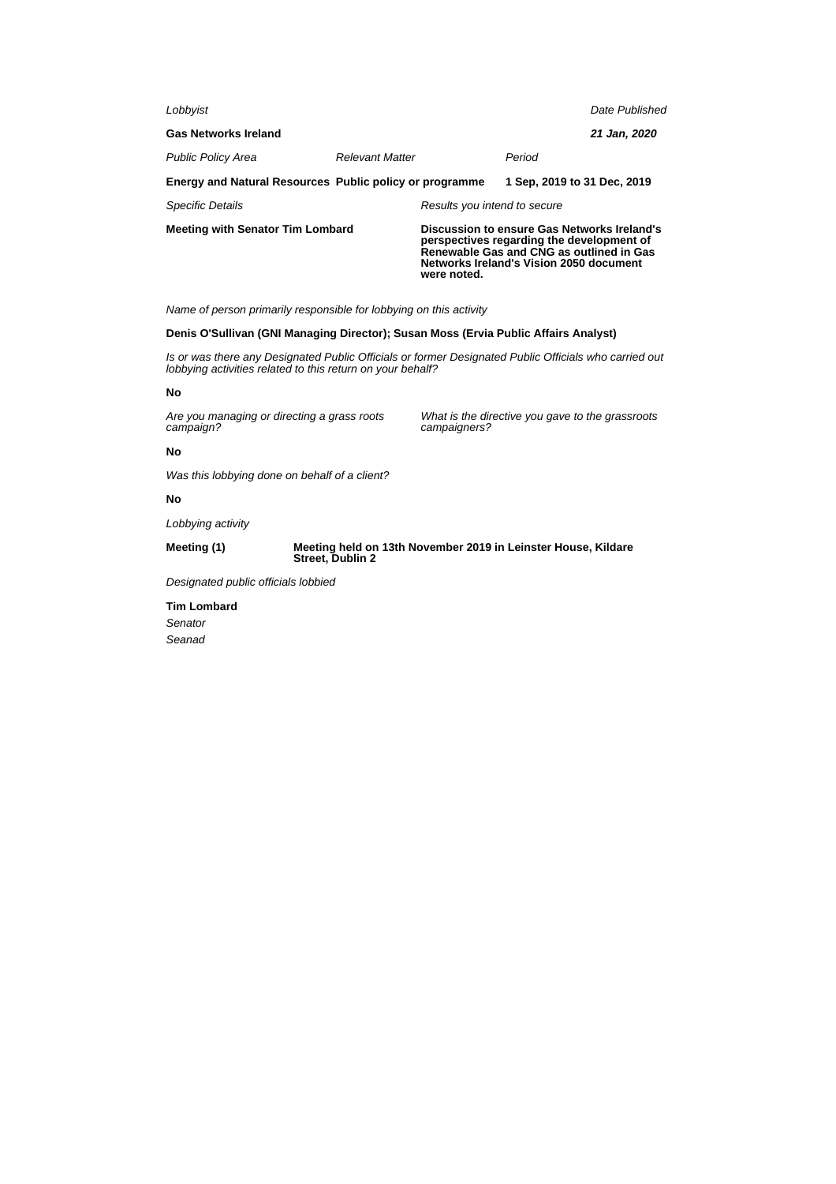*Lobbyist*

**Gas Networks Ireland**

*Date Published*

***21 Jan, 2020***

| *Public Policy Area* | *Relevant Matter* | *Period* |
| --- | --- | --- |
| **Energy and Natural Resources** | **Public policy or programme** | **1 Sep, 2019 to 31 Dec, 2019** |

| *Specific Details* | *Results you intend to secure* |
| --- | --- |
| **Meeting with Senator Tim Lombard** | **Discussion to ensure Gas Networks Ireland's perspectives regarding the development of Renewable Gas and CNG as outlined in Gas Networks Ireland's Vision 2050 document were noted.** |

*Name of person primarily responsible for lobbying on this activity*

**Denis O'Sullivan (GNI Managing Director); Susan Moss (Ervia Public Affairs Analyst)**

*Is or was there any Designated Public Officials or former Designated Public Officials who carried out lobbying activities related to this return on your behalf?*

**No**

*Are you managing or directing a grass roots campaign?*

*What is the directive you gave to the grassroots campaigners?*

**No**

*Was this lobbying done on behalf of a client?*

**No**

*Lobbying activity*

**Meeting (1)** — **Meeting held on 13th November 2019 in Leinster House, Kildare Street, Dublin 2**

*Designated public officials lobbied*

**Tim Lombard**

*Senator*

*Seanad*